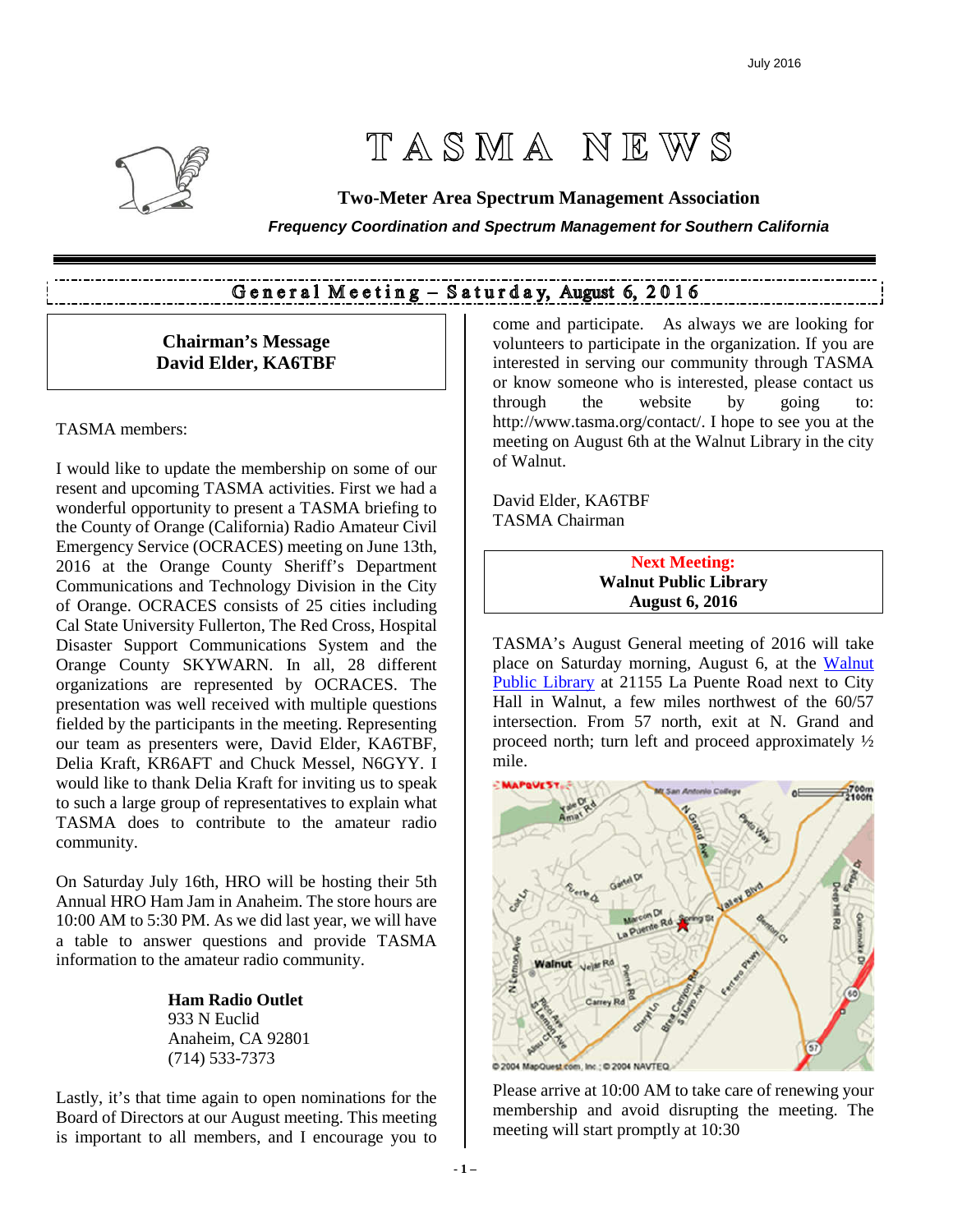July 2016

# TASMA NEWS

**Two-Meter Area Spectrum Management Association**

***Frequency Coordination and Spectrum Management for Southern California***

## General Meeting – Saturday, August 6, 2016

### Chairman's Message
### David Elder, KA6TBF

TASMA members:

I would like to update the membership on some of our resent and upcoming TASMA activities. First we had a wonderful opportunity to present a TASMA briefing to the County of Orange (California) Radio Amateur Civil Emergency Service (OCRACES) meeting on June 13th, 2016 at the Orange County Sheriff's Department Communications and Technology Division in the City of Orange. OCRACES consists of 25 cities including Cal State University Fullerton, The Red Cross, Hospital Disaster Support Communications System and the Orange County SKYWARN. In all, 28 different organizations are represented by OCRACES. The presentation was well received with multiple questions fielded by the participants in the meeting. Representing our team as presenters were, David Elder, KA6TBF, Delia Kraft, KR6AFT and Chuck Messel, N6GYY. I would like to thank Delia Kraft for inviting us to speak to such a large group of representatives to explain what TASMA does to contribute to the amateur radio community.

On Saturday July 16th, HRO will be hosting their 5th Annual HRO Ham Jam in Anaheim. The store hours are 10:00 AM to 5:30 PM. As we did last year, we will have a table to answer questions and provide TASMA information to the amateur radio community.

**Ham Radio Outlet**
933 N Euclid
Anaheim, CA 92801
(714) 533-7373

Lastly, it's that time again to open nominations for the Board of Directors at our August meeting. This meeting is important to all members, and I encourage you to come and participate. As always we are looking for volunteers to participate in the organization. If you are interested in serving our community through TASMA or know someone who is interested, please contact us through the website by going to: http://www.tasma.org/contact/. I hope to see you at the meeting on August 6th at the Walnut Library in the city of Walnut.

David Elder, KA6TBF
TASMA Chairman

**Next Meeting:**
**Walnut Public Library**
**August 6, 2016**

TASMA's August General meeting of 2016 will take place on Saturday morning, August 6, at the Walnut Public Library at 21155 La Puente Road next to City Hall in Walnut, a few miles northwest of the 60/57 intersection. From 57 north, exit at N. Grand and proceed north; turn left and proceed approximately ½ mile.

Please arrive at 10:00 AM to take care of renewing your membership and avoid disrupting the meeting. The meeting will start promptly at 10:30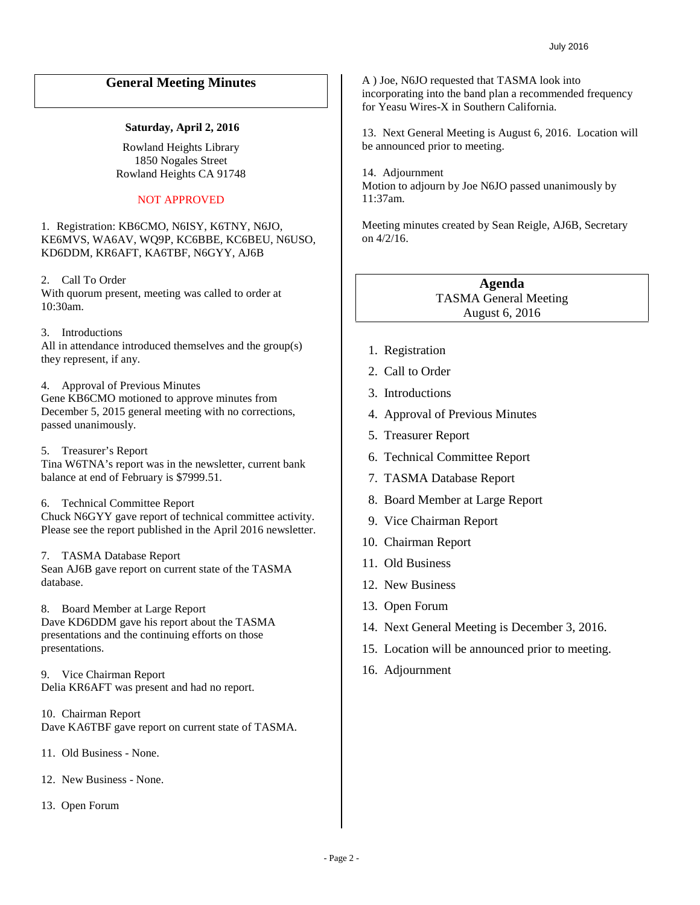## General Meeting Minutes

**Saturday, April 2, 2016**

Rowland Heights Library
1850 Nogales Street
Rowland Heights CA 91748

NOT APPROVED

1. Registration: KB6CMO, N6ISY, K6TNY, N6JO, KE6MVS, WA6AV, WQ9P, KC6BBE, KC6BEU, N6USO, KD6DDM, KR6AFT, KA6TBF, N6GYY, AJ6B

2. Call To Order
With quorum present, meeting was called to order at 10:30am.

3. Introductions
All in attendance introduced themselves and the group(s) they represent, if any.

4. Approval of Previous Minutes
Gene KB6CMO motioned to approve minutes from December 5, 2015 general meeting with no corrections, passed unanimously.

5. Treasurer's Report
Tina W6TNA's report was in the newsletter, current bank balance at end of February is $7999.51.

6. Technical Committee Report
Chuck N6GYY gave report of technical committee activity. Please see the report published in the April 2016 newsletter.

7. TASMA Database Report
Sean AJ6B gave report on current state of the TASMA database.

8. Board Member at Large Report
Dave KD6DDM gave his report about the TASMA presentations and the continuing efforts on those presentations.

9. Vice Chairman Report
Delia KR6AFT was present and had no report.

10. Chairman Report
Dave KA6TBF gave report on current state of TASMA.

11. Old Business - None.

12. New Business - None.

13. Open Forum

A ) Joe, N6JO requested that TASMA look into incorporating into the band plan a recommended frequency for Yeasu Wires-X in Southern California.

13. Next General Meeting is August 6, 2016. Location will be announced prior to meeting.

14. Adjournment
Motion to adjourn by Joe N6JO passed unanimously by 11:37am.

Meeting minutes created by Sean Reigle, AJ6B, Secretary on 4/2/16.

## Agenda

TASMA General Meeting
August 6, 2016

1. Registration
2. Call to Order
3. Introductions
4. Approval of Previous Minutes
5. Treasurer Report
6. Technical Committee Report
7. TASMA Database Report
8. Board Member at Large Report
9. Vice Chairman Report
10. Chairman Report
11. Old Business
12. New Business
13. Open Forum
14. Next General Meeting is December 3, 2016.
15. Location will be announced prior to meeting.
16. Adjournment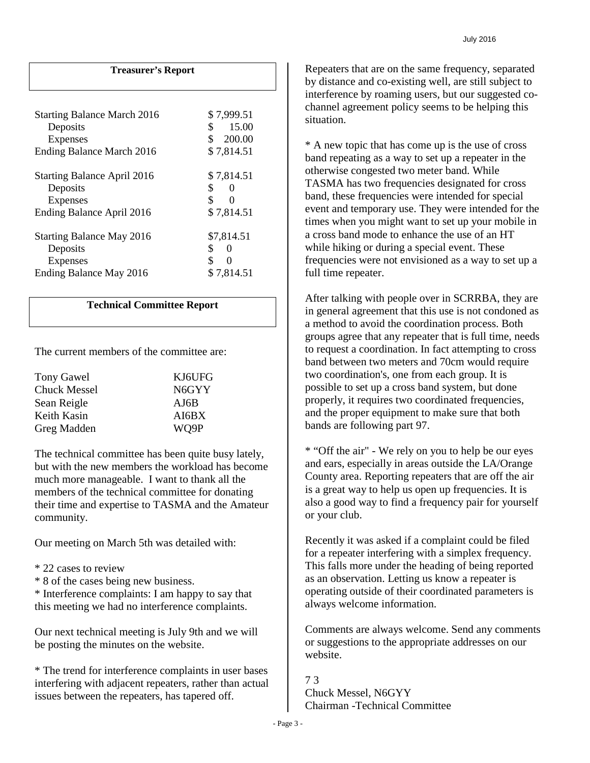## Treasurer's Report

| | |
|---|---|
| Starting Balance March 2016 | $ 7,999.51 |
| Deposits | $ 15.00 |
| Expenses | $ 200.00 |
| Ending Balance March 2016 | $ 7,814.51 |
| | |
| Starting Balance April 2016 | $ 7,814.51 |
| Deposits | $ 0 |
| Expenses | $ 0 |
| Ending Balance April 2016 | $ 7,814.51 |
| | |
| Starting Balance May 2016 | $7,814.51 |
| Deposits | $ 0 |
| Expenses | $ 0 |
| Ending Balance May 2016 | $ 7,814.51 |

## Technical Committee Report

The current members of the committee are:

| | |
|---|---|
| Tony Gawel | KJ6UFG |
| Chuck Messel | N6GYY |
| Sean Reigle | AJ6B |
| Keith Kasin | AI6BX |
| Greg Madden | WQ9P |

The technical committee has been quite busy lately, but with the new members the workload has become much more manageable. I want to thank all the members of the technical committee for donating their time and expertise to TASMA and the Amateur community.

Our meeting on March 5th was detailed with:

* 22 cases to review
* 8 of the cases being new business.
* Interference complaints: I am happy to say that this meeting we had no interference complaints.

Our next technical meeting is July 9th and we will be posting the minutes on the website.

* The trend for interference complaints in user bases interfering with adjacent repeaters, rather than actual issues between the repeaters, has tapered off.

Repeaters that are on the same frequency, separated by distance and co-existing well, are still subject to interference by roaming users, but our suggested co-channel agreement policy seems to be helping this situation.

* A new topic that has come up is the use of cross band repeating as a way to set up a repeater in the otherwise congested two meter band. While TASMA has two frequencies designated for cross band, these frequencies were intended for special event and temporary use. They were intended for the times when you might want to set up your mobile in a cross band mode to enhance the use of an HT while hiking or during a special event. These frequencies were not envisioned as a way to set up a full time repeater.

After talking with people over in SCRRBA, they are in general agreement that this use is not condoned as a method to avoid the coordination process. Both groups agree that any repeater that is full time, needs to request a coordination. In fact attempting to cross band between two meters and 70cm would require two coordination's, one from each group. It is possible to set up a cross band system, but done properly, it requires two coordinated frequencies, and the proper equipment to make sure that both bands are following part 97.

* "Off the air" - We rely on you to help be our eyes and ears, especially in areas outside the LA/Orange County area. Reporting repeaters that are off the air is a great way to help us open up frequencies. It is also a good way to find a frequency pair for yourself or your club.

Recently it was asked if a complaint could be filed for a repeater interfering with a simplex frequency. This falls more under the heading of being reported as an observation. Letting us know a repeater is operating outside of their coordinated parameters is always welcome information.

Comments are always welcome. Send any comments or suggestions to the appropriate addresses on our website.

7 3
Chuck Messel, N6GYY
Chairman -Technical Committee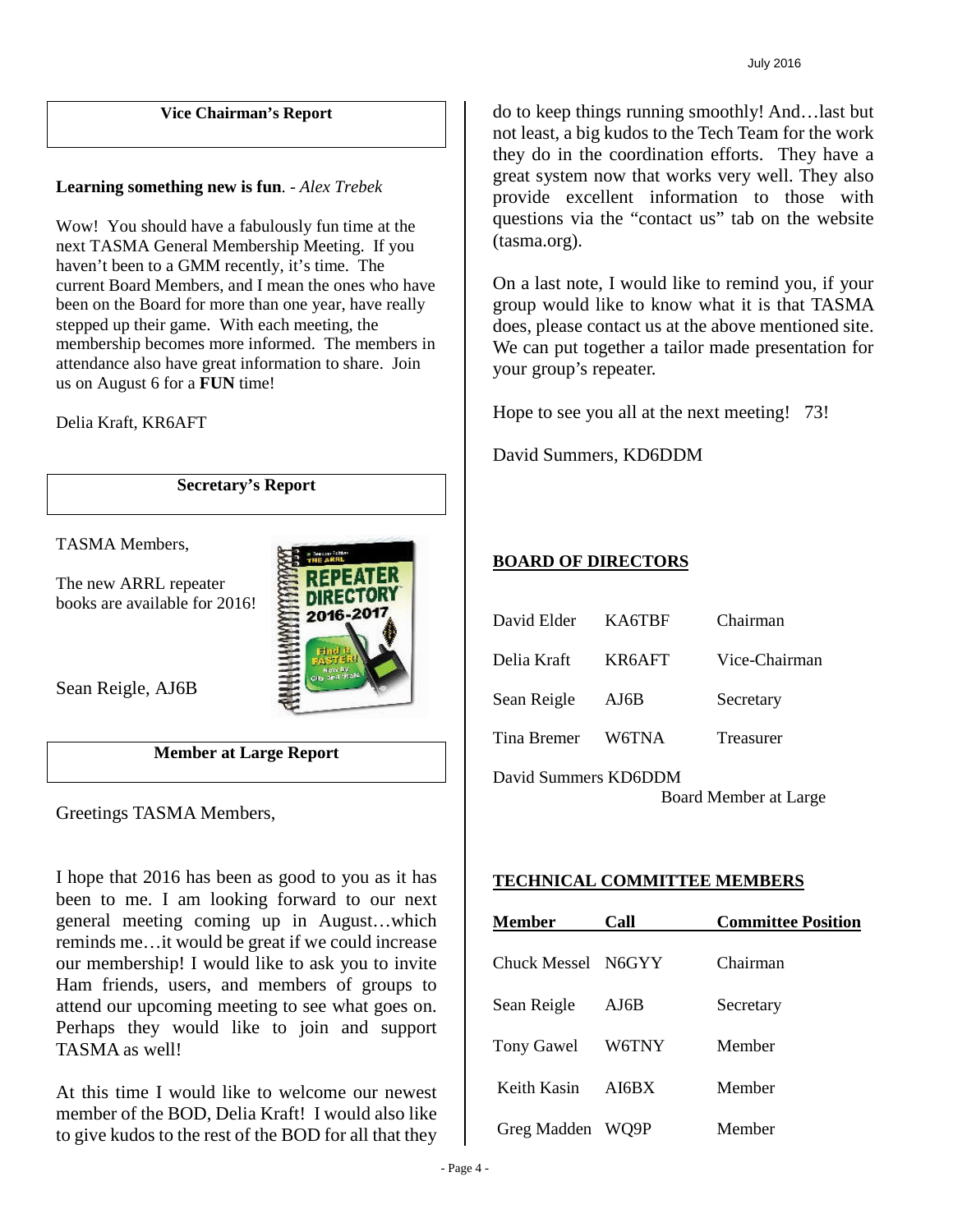### Vice Chairman's Report

**Learning something new is fun**. - *Alex Trebek*

Wow! You should have a fabulously fun time at the next TASMA General Membership Meeting. If you haven't been to a GMM recently, it's time. The current Board Members, and I mean the ones who have been on the Board for more than one year, have really stepped up their game. With each meeting, the membership becomes more informed. The members in attendance also have great information to share. Join us on August 6 for a **FUN** time!

Delia Kraft, KR6AFT

### Secretary's Report

TASMA Members,

The new ARRL repeater books are available for 2016!

Sean Reigle, AJ6B

### Member at Large Report

Greetings TASMA Members,

I hope that 2016 has been as good to you as it has been to me. I am looking forward to our next general meeting coming up in August…which reminds me…it would be great if we could increase our membership! I would like to ask you to invite Ham friends, users, and members of groups to attend our upcoming meeting to see what goes on. Perhaps they would like to join and support TASMA as well!

At this time I would like to welcome our newest member of the BOD, Delia Kraft! I would also like to give kudos to the rest of the BOD for all that they do to keep things running smoothly! And…last but not least, a big kudos to the Tech Team for the work they do in the coordination efforts. They have a great system now that works very well. They also provide excellent information to those with questions via the "contact us" tab on the website (tasma.org).

On a last note, I would like to remind you, if your group would like to know what it is that TASMA does, please contact us at the above mentioned site. We can put together a tailor made presentation for your group's repeater.

Hope to see you all at the next meeting! 73!

David Summers, KD6DDM

### BOARD OF DIRECTORS

| | | |
|---|---|---|
| David Elder | KA6TBF | Chairman |
| Delia Kraft | KR6AFT | Vice-Chairman |
| Sean Reigle | AJ6B | Secretary |
| Tina Bremer | W6TNA | Treasurer |
| David Summers | KD6DDM | Board Member at Large |

### TECHNICAL COMMITTEE MEMBERS

| Member | Call | Committee Position |
|---|---|---|
| Chuck Messel | N6GYY | Chairman |
| Sean Reigle | AJ6B | Secretary |
| Tony Gawel | W6TNY | Member |
| Keith Kasin | AI6BX | Member |
| Greg Madden | WQ9P | Member |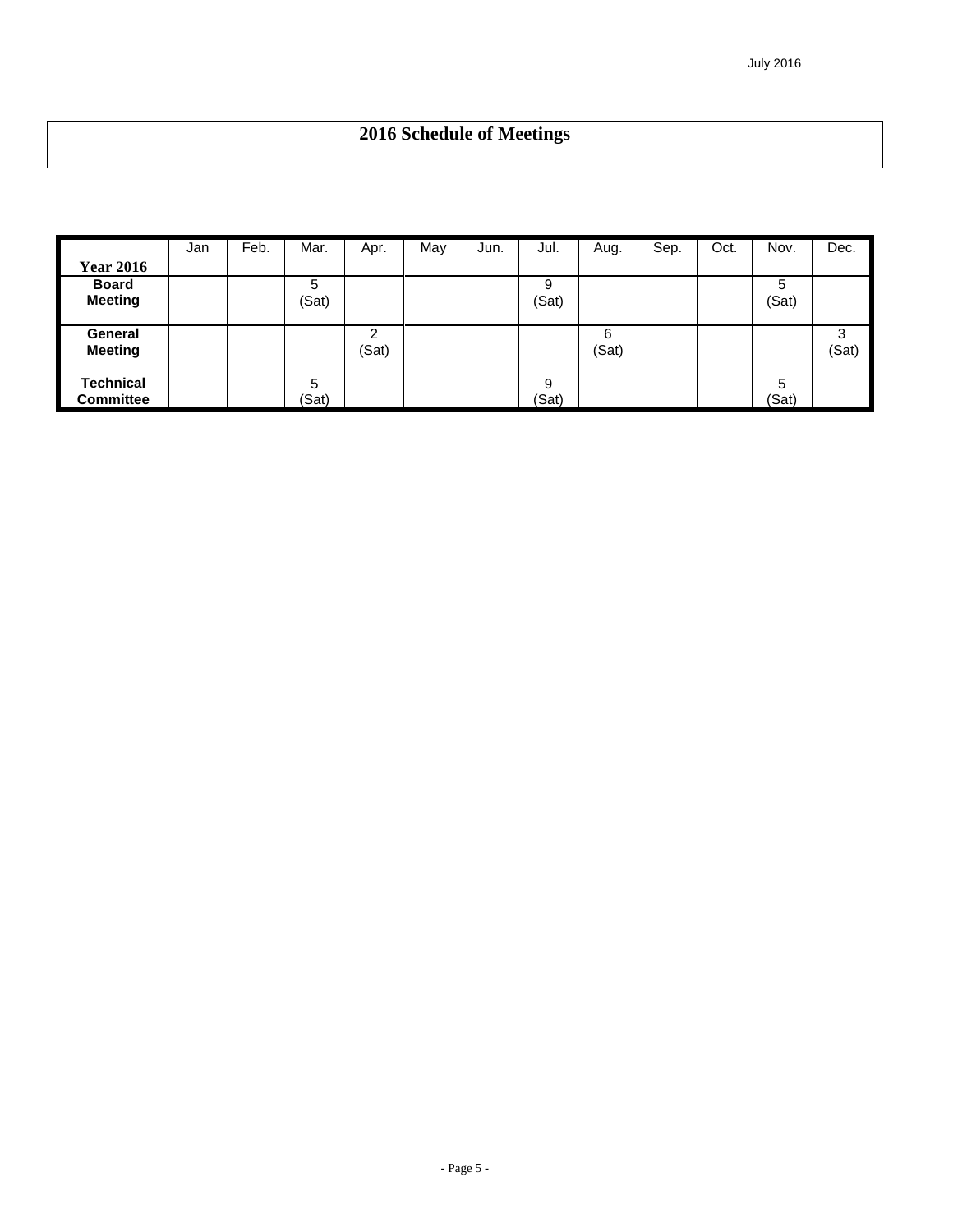July 2016

# 2016 Schedule of Meetings

| Year 2016 | Jan | Feb. | Mar. | Apr. | May | Jun. | Jul. | Aug. | Sep. | Oct. | Nov. | Dec. |
|---|---|---|---|---|---|---|---|---|---|---|---|---|
| **Board Meeting** | | | 5 (Sat) | | | | 9 (Sat) | | | | 5 (Sat) | |
| **General Meeting** | | | | 2 (Sat) | | | | 6 (Sat) | | | | 3 (Sat) |
| **Technical Committee** | | | 5 (Sat) | | | | 9 (Sat) | | | | 5 (Sat) | |